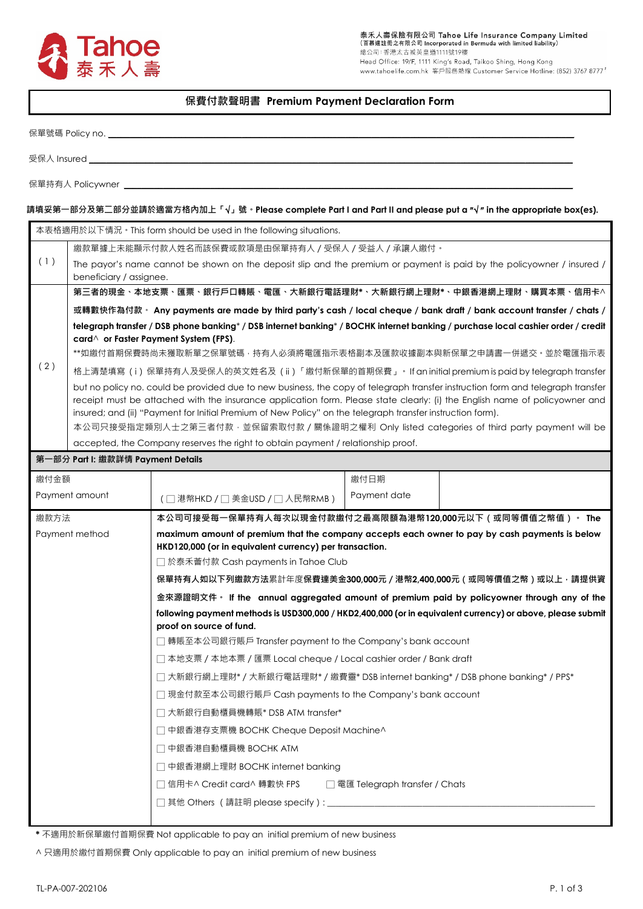Tahoe 泰禾人壽

泰禾人壽保險有限公司 Tahoe Life Insurance Company Limited
(百慕達註冊之有限公司 Incorporated in Bermuda with limited liability)
總公司：香港太古城英皇道1111號19樓
Head Office: 19/F, 1111 King's Road, Taikoo Shing, Hong Kong
www.tahoelife.com.hk 客戶服務熱線 Customer Service Hotline: (852) 3767 8777

# 保費付款聲明書 Premium Payment Declaration Form

保單號碼 Policy no. ______________________________

受保人 Insured ______________________________

保單持有人 Policywner ______________________________

**請填妥第一部分及第二部分並請於適當方格內加上「√」號。Please complete Part I and Part II and please put a "√" in the appropriate box(es).**

| 本表格適用於以下情況。This form should be used in the following situations. | |
|---|---|
| (1) | 繳款單據上未能顯示付款人姓名而該保費或款項是由保單持有人 / 受保人 / 受益人 / 承讓人繳付。<br>The payor's name cannot be shown on the deposit slip and the premium or payment is paid by the policyowner / insured / beneficiary / assignee. |
| (2) | **第三者的現金、本地支票、匯票、銀行戶口轉賬、電匯、大新銀行電話理財\*、大新銀行網上理財\*、中銀香港網上理財、購買本票、信用卡^或轉數快作為付款。 Any payments are made by third party's cash / local cheque / bank draft / bank account transfer / chats / telegraph transfer / DSB phone banking\* / DSB internet banking\* / BOCHK internet banking / purchase local cashier order / credit card^ or Faster Payment System (FPS).**<br>\*\*如繳付首期保費時尚未獲取新單之保單號碼，持有人必須將電匯指示表格副本及匯款收據副本與新保單之申請書一併遞交。並於電匯指示表格上清楚填寫（i）保單持有人及受保人的英文姓名及（ii）「繳付新保單的首期保費」。If an initial premium is paid by telegraph transfer but no policy no. could be provided due to new business, the copy of telegraph transfer instruction form and telegraph transfer receipt must be attached with the insurance application form. Please state clearly: (i) the English name of policyowner and insured; and (ii) "Payment for Initial Premium of New Policy" on the telegraph transfer instruction form).<br>本公司只接受指定類別人士之第三者付款，並保留索取付款 / 關係證明之權利 Only listed categories of third party payment will be accepted, the Company reserves the right to obtain payment / relationship proof. |

## 第一部分 Part I: 繳款詳情 Payment Details

| 繳付金額<br>Payment amount | (☐ 港幣HKD / ☐ 美金USD / ☐ 人民幣RMB) | 繳付日期<br>Payment date | |
|---|---|---|---|
| 繳款方法<br>Payment method | **本公司可接受每一保單持有人每次以現金付款繳付之最高限額為港幣120,000元以下（或同等價值之幣值）。 The maximum amount of premium that the company accepts each owner to pay by cash payments is below HKD120,000 (or in equivalent currency) per transaction.**<br>☐ 於泰禾薈付款 Cash payments in Tahoe Club<br>**保單持有人如以下列繳款方法**累計年度**保費達美金300,000元 / 港幣2,400,000元（或同等價值之幣）或以上，請提供資金來源證明文件。 If the annual aggregated amount of premium paid by policyowner through any of the following payment methods is USD300,000 / HKD2,400,000 (or in equivalent currency) or above, please submit proof on source of fund.**<br>☐ 轉賬至本公司銀行賬戶 Transfer payment to the Company's bank account<br>☐ 本地支票 / 本地本票 / 匯票 Local cheque / Local cashier order / Bank draft<br>☐ 大新銀行網上理財\* / 大新銀行電話理財\* / 繳費靈\* DSB internet banking\* / DSB phone banking\* / PPS\*<br>☐ 現金付款至本公司銀行賬戶 Cash payments to the Company's bank account<br>☐ 大新銀行自動櫃員機轉賬\* DSB ATM transfer\*<br>☐ 中銀香港存支票機 BOCHK Cheque Deposit Machine^<br>☐ 中銀香港自動櫃員機 BOCHK ATM<br>☐ 中銀香港網上理財 BOCHK internet banking<br>☐ 信用卡^ Credit card^ 轉數快 FPS ☐ 電匯 Telegraph transfer / Chats<br>☐ 其他 Others（請註明 please specify）: ______________ | | |

\* 不適用於新保單繳付首期保費 Not applicable to pay an initial premium of new business

^ 只適用於繳付首期保費 Only applicable to pay an initial premium of new business

TL-PA-007-202106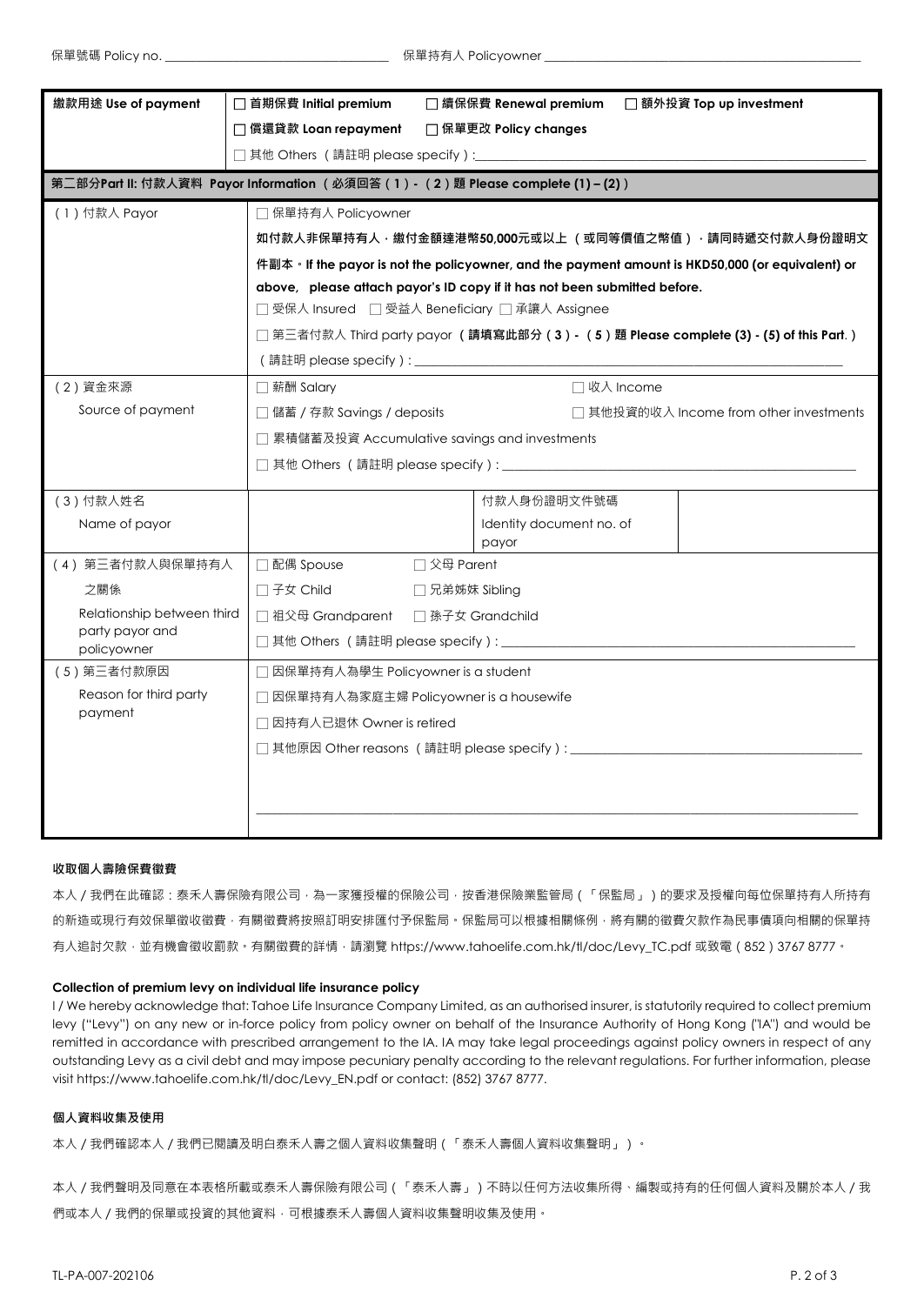保單號碼 Policy no. ______________ 保單持有人 Policyowner ______________

| 繳款用途 Use of payment | ☐ 首期保費 Initial premium ☐ 續保保費 Renewal premium ☐ 額外投資 Top up investment<br>☐ 償還貸款 Loan repayment ☐ 保單更改 Policy changes<br>☐ 其他 Others（請註明 please specify）: ______________ | | |
|---|---|---|---|
| **第二部分Part II: 付款人資料 Payor Information（必須回答（1）-（2）題 Please complete (1) – (2)）** | | | |
| （1）付款人 Payor | ☐ 保單持有人 Policyowner<br>**如付款人非保單持有人，繳付金額達港幣50,000元或以上（或同等價值之幣值），請同時遞交付款人身份證明文件副本。If the payor is not the policyowner, and the payment amount is HKD50,000 (or equivalent) or above, please attach payor's ID copy if it has not been submitted before.**<br>☐ 受保人 Insured ☐ 受益人 Beneficiary ☐ 承讓人 Assignee<br>☐ 第三者付款人 Third party payor **（請填寫此部分（3）-（5）題 Please complete (3) - (5) of this Part.）**<br>（請註明 please specify）: ______________ | | |
| （2）資金來源<br>Source of payment | ☐ 薪酬 Salary ☐ 收入 Income<br>☐ 儲蓄 / 存款 Savings / deposits ☐ 其他投資的收入 Income from other investments<br>☐ 累積儲蓄及投資 Accumulative savings and investments<br>☐ 其他 Others（請註明 please specify）: ______________ | | |
| （3）付款人姓名<br>Name of payor | | 付款人身份證明文件號碼<br>Identity document no. of payor | |
| （4）第三者付款人與保單持有人之關係<br>Relationship between third party payor and policyowner | ☐ 配偶 Spouse ☐ 父母 Parent<br>☐ 子女 Child ☐ 兄弟姊妹 Sibling<br>☐ 祖父母 Grandparent ☐ 孫子女 Grandchild<br>☐ 其他 Others（請註明 please specify）: ______________ | | |
| （5）第三者付款原因<br>Reason for third party payment | ☐ 因保單持有人為學生 Policyowner is a student<br>☐ 因保單持有人為家庭主婦 Policyowner is a housewife<br>☐ 因持有人已退休 Owner is retired<br>☐ 其他原因 Other reasons（請註明 please specify）: ______________ | | |

#### 收取個人壽險保費徵費

本人 / 我們在此確認：泰禾人壽保險有限公司，為一家獲授權的保險公司，按香港保險業監管局（「保監局」）的要求及授權向每位保單持有人所持有的新造或現行有效保單徵收徵費，有關徵費將按照訂明安排匯付予保監局。保監局可以根據相關條例，將有關的徵費欠款作為民事債項向相關的保單持有人追討欠款，並有機會徵收罰款。有關徵費的詳情，請瀏覽 https://www.tahoelife.com.hk/tl/doc/Levy_TC.pdf 或致電（852）3767 8777。

#### Collection of premium levy on individual life insurance policy

I / We hereby acknowledge that: Tahoe Life Insurance Company Limited, as an authorised insurer, is statutorily required to collect premium levy ("Levy") on any new or in-force policy from policy owner on behalf of the Insurance Authority of Hong Kong ("IA") and would be remitted in accordance with prescribed arrangement to the IA. IA may take legal proceedings against policy owners in respect of any outstanding Levy as a civil debt and may impose pecuniary penalty according to the relevant regulations. For further information, please visit https://www.tahoelife.com.hk/tl/doc/Levy_EN.pdf or contact: (852) 3767 8777.

#### 個人資料收集及使用

本人 / 我們確認本人 / 我們已閱讀及明白泰禾人壽之個人資料收集聲明（「泰禾人壽個人資料收集聲明」）。

本人 / 我們聲明及同意在本表格所載或泰禾人壽保險有限公司（「泰禾人壽」）不時以任何方法收集所得、編製或持有的任何個人資料及關於本人 / 我們或本人 / 我們的保單或投資的其他資料，可根據泰禾人壽個人資料收集聲明收集及使用。

TL-PA-007-202106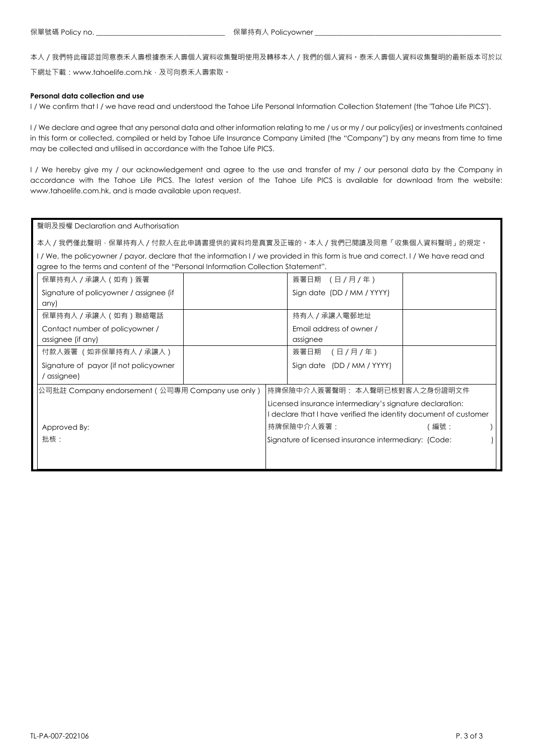保單號碼 Policy no. ________________ 保單持有人 Policyowner ________________

本人 / 我們特此確認並同意泰禾人壽根據泰禾人壽個人資料收集聲明使用及轉移本人 / 我們的個人資料。泰禾人壽個人資料收集聲明的最新版本可於以下網址下載：www.tahoelife.com.hk，及可向泰禾人壽索取。

**Personal data collection and use**

I / We confirm that I / we have read and understood the Tahoe Life Personal Information Collection Statement (the "Tahoe Life PICS").

I / We declare and agree that any personal data and other information relating to me / us or my / our policy(ies) or investments contained in this form or collected, compiled or held by Tahoe Life Insurance Company Limited (the "Company") by any means from time to time may be collected and utilised in accordance with the Tahoe Life PICS.

I / We hereby give my / our acknowledgement and agree to the use and transfer of my / our personal data by the Company in accordance with the Tahoe Life PICS. The latest version of the Tahoe Life PICS is available for download from the website: www.tahoelife.com.hk, and is made available upon request.

聲明及授權 Declaration and Authorisation

本人 / 我們僅此聲明，保單持有人 / 付款人在此申請書提供的資料均是真實及正確的。本人 / 我們已閱讀及同意「收集個人資料聲明」的規定。

I / We, the policyowner / payor, declare that the information I / we provided in this form is true and correct. I / We have read and agree to the terms and content of the "Personal Information Collection Statement".

| | | | |
|---|---|---|---|
| 保單持有人 / 承讓人（如有）簽署<br>Signature of policyowner / assignee (if any) | | 簽署日期 （日 / 月 / 年）<br>Sign date (DD / MM / YYYY) | |
| 保單持有人 / 承讓人（如有）聯絡電話<br>Contact number of policyowner / assignee (if any) | | 持有人 / 承讓人電郵地址<br>Email address of owner / assignee | |
| 付款人簽署 （如非保單持有人 / 承讓人）<br>Signature of payor (if not policyowner / assignee) | | 簽署日期 （日 / 月 / 年）<br>Sign date (DD / MM / YYYY) | |

| | |
|---|---|
| 公司批註 Company endorsement（公司專用 Company use only）<br><br>Approved By:<br>批核： | 持牌保險中介人簽署聲明： 本人聲明已核對客人之身份證明文件<br>Licensed insurance intermediary's signature declaration:<br>I declare that I have verified the identity document of customer<br>持牌保險中介人簽署： （編號： ）<br>Signature of licensed insurance intermediary: (Code: ) |

TL-PA-007-202106